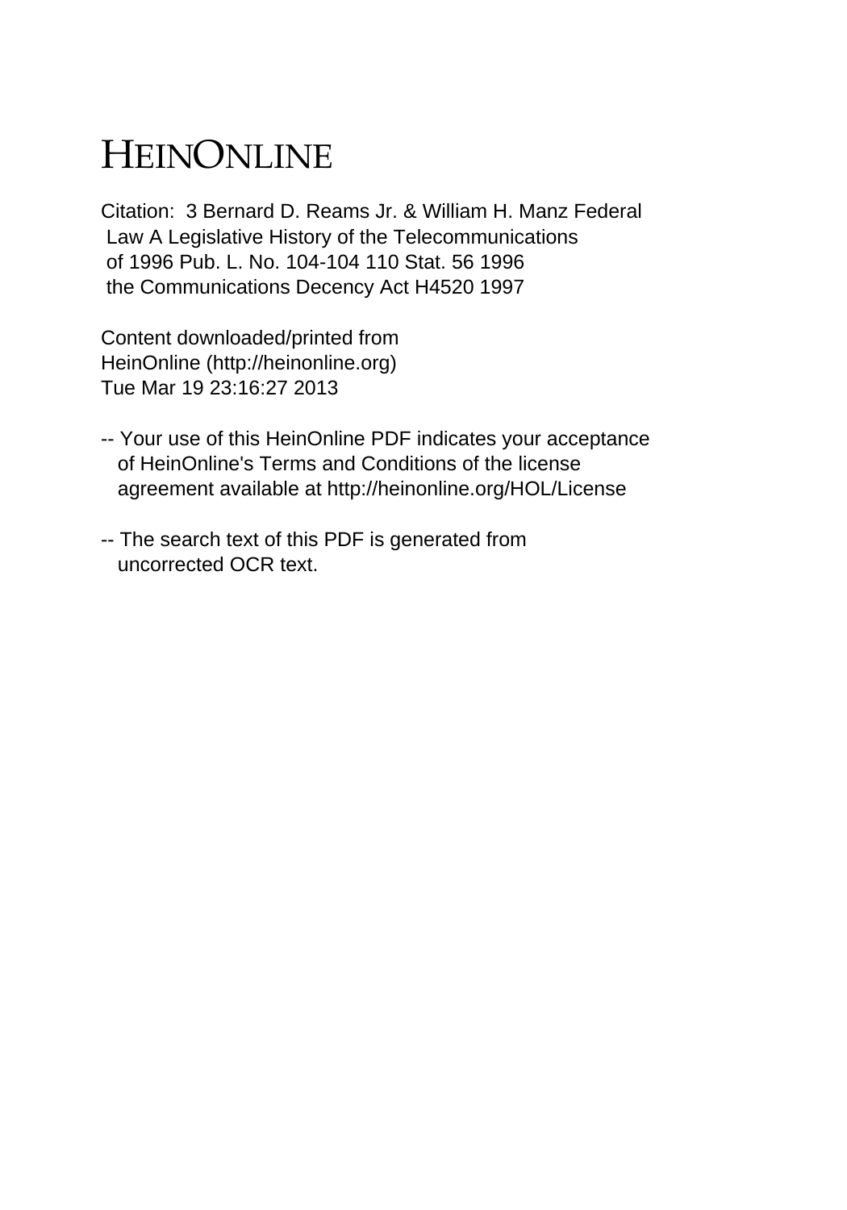# HEINONLINE

Citation: 3 Bernard D. Reams Jr. & William H. Manz Federal Law A Legislative History of the Telecommunications of 1996 Pub. L. No. 104-104 110 Stat. 56 1996 the Communications Decency Act H4520 1997

Content downloaded/printed from HeinOnline (http://heinonline.org) Tue Mar 19 23:16:27 2013

-- Your use of this HeinOnline PDF indicates your acceptance of HeinOnline's Terms and Conditions of the license agreement available at http://heinonline.org/HOL/License

-- The search text of this PDF is generated from uncorrected OCR text.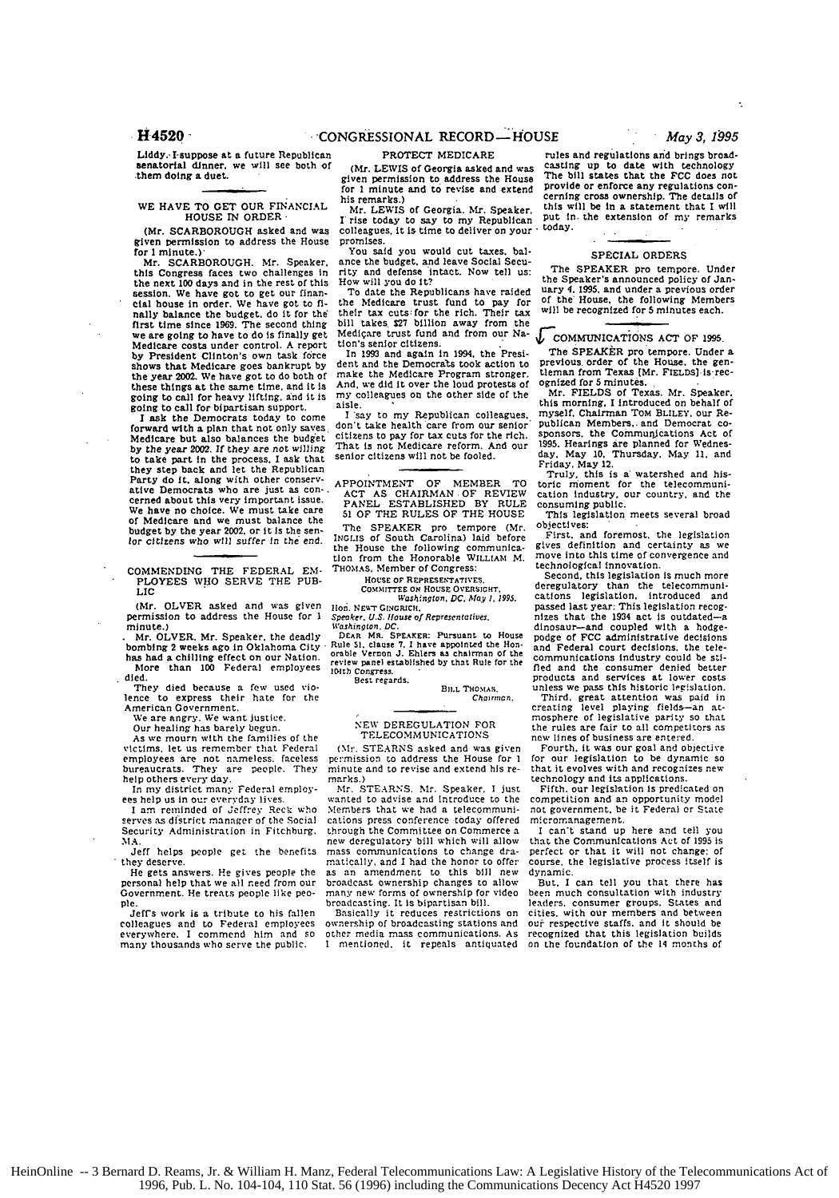Liddy. I suppose at a future Republican senatorial dinner, we will see both of them doing a duet.

## WE HAVE TO GET OUR FINANCIAL HOUSE IN ORDER

(Mr. SCARBOROUGH asked and was given permission to address the House for 1 minute.)

Mr. SCARBOROUGH. Mr. Speaker, this Congress faces two challenges in the next 100 days and in the rest of this session. We have got to get our financial house in order. We have got to finally balance the budget, do it for the first time since 1969. The second thing we are going to have to do is finally get Medicare costs under control. A report by President Clinton's own task force shows that Medicare goes bankrupt by the year 2002. We have got to do both of these things at the same time, and it is going to call for heavy lifting, and it is going to call for bipartisan support.

I ask the Democrats today to come forward with a plan that not only saves Medicare but also balances the budget by the year 2002. If they are not willing to take part in the process, I ask that they step back and let the Republican Party do it, along with other conservative Democrats who are just as concerned about this very important issue. We have no choice. We must take care of Medicare and we must balance the budget by the year 2002, or it is the senior citizens who will suffer in the end.

## COMMENDING THE FEDERAL EMPLOYEES WHO SERVE THE PUBLIC

(Mr. OLVER asked and was given permission to address the House for 1 minute.)

Mr. OLVER. Mr. Speaker, the deadly bombing 2 weeks ago in Oklahoma City has had a chilling effect on our Nation. More than 100 Federal employees died.

They died because a few used violence to express their hate for the American Government.

We are angry. We want justice.

Our healing has barely begun.

As we mourn with the families of the victims, let us remember that Federal employees are not nameless, faceless bureaucrats. They are people. They help others every day.

In my district many Federal employees help us in our everyday lives.

I am reminded of Jeffrey Reck who serves as district manager of the Social Security Administration in Fitchburg, MA.

Jeff helps people get the benefits they deserve.

He gets answers. He gives people the personal help that we all need from our Government. He treats people like people.

Jeff's work is a tribute to his fallen colleagues and to Federal employees everywhere. I commend him and so many thousands who serve the public.

## PROTECT MEDICARE

(Mr. LEWIS of Georgia asked and was given permission to address the House for 1 minute and to revise and extend his remarks.)

Mr. LEWIS of Georgia. Mr. Speaker, I rise today to say to my Republican colleagues, it is time to deliver on your promises.

You said you would cut taxes, balance the budget, and leave Social Security and defense intact. Now tell us: How will you do it?

To date the Republicans have raided the Medicare trust fund to pay for their tax cuts for the rich. Their tax bill takes $27 billion away from the Medicare trust fund and from our Nation's senior citizens.

In 1993 and again in 1994, the President and the Democrats took action to make the Medicare Program stronger. And, we did it over the loud protests of my colleagues on the other side of the aisle.

I say to my Republican colleagues, don't take health care from our senior citizens to pay for tax cuts for the rich. That is not Medicare reform. And our senior citizens will not be fooled.

## APPOINTMENT OF MEMBER TO ACT AS CHAIRMAN OF REVIEW PANEL ESTABLISHED BY RULE 51 OF THE RULES OF THE HOUSE

The SPEAKER pro tempore (Mr. INGLIS of South Carolina) laid before the House the following communication from the Honorable WILLIAM M. THOMAS, Member of Congress:

HOUSE OF REPRESENTATIVES,
COMMITTEE ON HOUSE OVERSIGHT,
*Washington, DC, May 1, 1995.*

Hon. NEWT GINGRICH,
*Speaker, U.S. House of Representatives, Washington, DC.*

DEAR MR. SPEAKER: Pursuant to House Rule 51, clause 7, I have appointed the Honorable Vernon J. Ehlers as chairman of the review panel established by that Rule for the 104th Congress.

Best regards,

BILL THOMAS,
*Chairman.*

## NEW DEREGULATION FOR TELECOMMUNICATIONS

(Mr. STEARNS asked and was given permission to address the House for 1 minute and to revise and extend his remarks.)

Mr. STEARNS. Mr. Speaker, I just wanted to advise and introduce to the Members that we had a telecommunications press conference today offered through the Committee on Commerce a new deregulatory bill which will allow mass communications to change dramatically, and I had the honor to offer as an amendment to this bill new broadcast ownership changes to allow many new forms of ownership for video broadcasting. It is bipartisan bill.

Basically it reduces restrictions on ownership of broadcasting stations and other media mass communications. As I mentioned, it repeals antiquated rules and regulations and brings broadcasting up to date with technology. The bill states that the FCC does not provide or enforce any regulations concerning cross ownership. The details of this will be in a statement that I will put in the extension of my remarks today.

## SPECIAL ORDERS

The SPEAKER pro tempore. Under the Speaker's announced policy of January 4, 1995, and under a previous order of the House, the following Members will be recognized for 5 minutes each.

## COMMUNICATIONS ACT OF 1995

The SPEAKER pro tempore. Under a previous order of the House, the gentleman from Texas [Mr. FIELDS] is recognized for 5 minutes.

Mr. FIELDS of Texas. Mr. Speaker, this morning, I introduced on behalf of myself, Chairman TOM BLILEY, our Republican Members, and Democrat cosponsors, the Communications Act of 1995. Hearings are planned for Wednesday, May 10, Thursday, May 11, and Friday, May 12.

Truly, this is a watershed and historic moment for the telecommunication industry, our country, and the consuming public.

This legislation meets several broad objectives:

First, and foremost, the legislation gives definition and certainty as we move into this time of convergence and technological innovation.

Second, this legislation is much more deregulatory than the telecommunications legislation, introduced and passed last year. This legislation recognizes that the 1934 act is outdated—a dinosaur—and coupled with a hodgepodge of FCC administrative decisions and Federal court decisions, the telecommunications industry could be stifled and the consumer denied better products and services at lower costs unless we pass this historic legislation.

Third, great attention was paid in creating level playing fields—an atmosphere of legislative parity so that the rules are fair to all competitors as new lines of business are entered.

Fourth, it was our goal and objective for our legislation to be dynamic so that it evolves with and recognizes new technology and its applications.

Fifth, our legislation is predicated on competition and an opportunity model not government, be it Federal or State micromanagement.

I can't stand up here and tell you that the Communications Act of 1995 is perfect or that it will not change; of course, the legislative process itself is dynamic.

But, I can tell you that there has been much consultation with industry leaders, consumer groups, States and cities, with our members and between our respective staffs, and it should be recognized that this legislation builds on the foundation of the 14 months of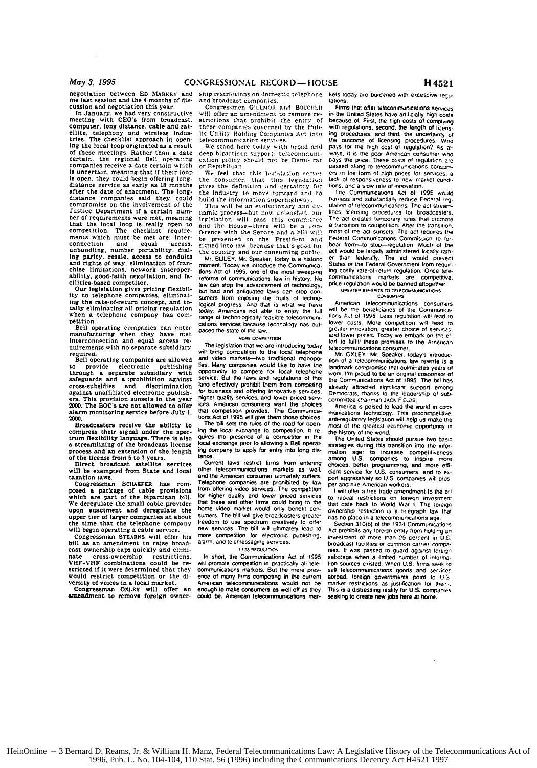negotiation between ED MARKEY and me last session and the 4 months of discussion and negotiation this year.

In January, we had very constructive meeting with CEO's from broadcast, computer, long distance, cable and satellite, telephony and wireless industries. The checklist approach in opening the local loop originated as a result of these meetings. Rather than a date certain, the regional Bell operating companies receive a date certain which is uncertain, meaning that if their loop is open, they could begin offering long-distance service as early as 18 months after the date of enactment. The long-distance companies said they could compromise on the involvement of the Justice Department if a certain number of requirements were met, meaning that the local loop is really open to competition. The checklist requirements which must be met are: interconnection and equal access, unbundling, number portability, dialing parity, resale, access to conduits and rights of way, elimination of franchise limitations, network interoperability, good-faith negotiation, and facilities-based competitor.

Our legislation gives pricing flexibility to telephone companies, eliminating the rate-of-return concept, and totally eliminating all pricing regulation when a telephone company has competition.

Bell operating companies can enter manufacturing when they have met interconnection and equal access requirements with no separate subsidiary required.

Bell operating companies are allowed to provide electronic publishing through a separate subsidiary with safeguards and a prohibition against cross-subsidies and discrimination against unaffiliated electronic publishers. This provision sunsets in the year 2000. The BOC's are not allowed to offer alarm monitoring service before July 1, 2000.

Broadcasters receive the ability to compress their signal under the spectrum flexibility language. There is also a streamlining of the broadcast license process and an extension of the length of the license from 5 to 7 years.

Direct broadcast satellite services will be exempted from State and local taxation laws.

Congressman SCHAEFER has composed a package of cable provisions which are part of the bipartisan bill. We deregulate the small cable provider upon enactment and deregulate the upper tier of larger companies at about the time that the telephone company will begin operating a cable service.

Congressman STEARNS will offer his bill as an amendment to raise broadcast ownership caps quickly and eliminate cross-ownership restrictions. VHF-VHF combinations could be restricted if it were determined that they would restrict competition or the diversity of voices in a local market.

Congressman OXLEY will offer an amendment to remove foreign ownership restrictions on domestic telephone and broadcast companies.

Congressmen GILLMOR and BOUCHER will offer an amendment to remove restrictions that prohibit the entry of those companies governed by the Public Utility Holding Companies Act into telecommunication services.

We stand here today with broad and deep bipartisan support: telecommunication policy should not be Democrat or Republican.

We feel that this legislation serves the consumer: that this legislation gives the definition and certainty for the industry to move forward and to build the information superhighway.

This will be an evolutionary and dynamic process—but now unleashed, our legislation will pass this committee and the House—there will be a conference with the Senate and a bill will be presented to the President and signed into law, because that's good for the country and our consuming public.

Mr. BLILEY. Mr. Speaker, today is a historic moment. Today we introduce the Communications Act of 1995, one of the most sweeping reforms of communications law in history. No law can stop the advancement of technology, but bad and antiquated laws can stop consumers from enjoying the fruits of technological progress. And that is what we have today: Americans not able to enjoy the full range of technologically feasible telecommunications services because technology has outpaced the state of the law.

MORE COMPETITION

The legislation that we are introducing today will bring competition to the local telephone and video markets—two traditional monopolies. Many companies would like to have the opportunity to compete for local telephone service. But the laws and regulations of this land effectively prohibit them from competing for business and offering innovative services, higher quality services, and lower priced services. American consumers want the choices that competition provides. The Communications Act of 1995 will give them those choices.

The bill sets the rules of the road for opening the local exchange to competition. It requires the presence of a competitor in the local exchange prior to allowing a Bell operating company to apply for entry into long distance.

Current laws restrict firms from entering other telecommunications markets as well, and the American consumer ultimately suffers. Telephone companies are prohibited by law from offering video services. The competition for higher quality and lower priced services that these and other firms could bring to the home video market would only benefit consumers. The bill will give broadcasters greater freedom to use spectrum creatively to offer new services. The bill will ultimately lead to more competition for electronic publishing, alarm, and telemessaging services.

LESS REGULATION

In short, the Communications Act of 1995 will promote competition in practically all telecommunications markets. But the mere presence of many firms competing in the current American telecommunications would not be enough to make consumers as well off as they could be. American telecommunications markets today are burdened with excessive regulations.

Firms that offer telecommunications services in the United States have artificially high costs because of: First, the high costs of complying with regulations, second, the length of licensing procedures, and third, the uncertainty of the outcome of licensing procedures. Who pays for the high cost of regulation? As always, it is the poor American consumer who pays the price. These costs of regulation are passed along to telecommunications consumers in the form of high prices for services, a lack of responsiveness to new market conditions, and a slow rate of innovation.

The Communications Act of 1995 would harness and substantially reduce Federal regulation of telecommunications. The act streamlines licensing procedures for broadcasters. The act creates temporary rules that promote a transition to competition. After the transition, most of the act sunsets. The act requires the Federal Communications Commission to forbear from—to stop—regulation. Much of the act would be largely administered locally rather than federally. The act would prevent States or the Federal Government from requiring costly rate-of-return regulation. Once telecommunications markets are competitive, price regulation would be banned altogether.

GREATER BENEFITS TO TELECOMMUNICATIONS CONSUMERS

American telecommunications consumers will be the beneficiaries of the Communications Act of 1995. Less regulation will lead to lower costs. More competition will lead to greater innovation, greater choice of services, and lower prices. Today we embark on the effort to fulfill these promises to the American telecommunications consumer.

Mr. OXLEY. Mr. Speaker, today's introduction of a telecommunications law rewrite is a landmark compromise that culminates years of work. I'm proud to be an original cosponsor of the Communications Act of 1995. The bill has already attracted significant support among Democrats, thanks to the leadership of subcommittee chairman JACK FIELDS.

America is poised to lead the world in communications technology. This procompetitive, anti-regulatory legislation will help us make the most of the greatest economic opportunity in the history of the world.

The United States should pursue two basic strategies during this transition into the information age: to increase competitiveness among U.S. companies to inspire more choices, better programming, and more efficient service for U.S. consumers, and to export aggressively so U.S. companies will prosper and hire American workers.

I will offer a free trade amendment to the bill to repeal restrictions on foreign investment that date back to World War I. The foreign ownership restriction is a telegraph law that has no place in a telecommunications age.

Section 310(b) of the 1934 Communications Act prohibits any foreign entity from holding an investment of more than 25 percent in U.S. broadcast facilities or common carrier companies. It was passed to guard against foreign sabotage when a limited number of information sources existed. When U.S. firms seek to sell telecommunications goods and services abroad, foreign governments point to U.S. market restrictions as justification for theirs. This is a distressing reality for U.S. companies seeking to create new jobs here at home.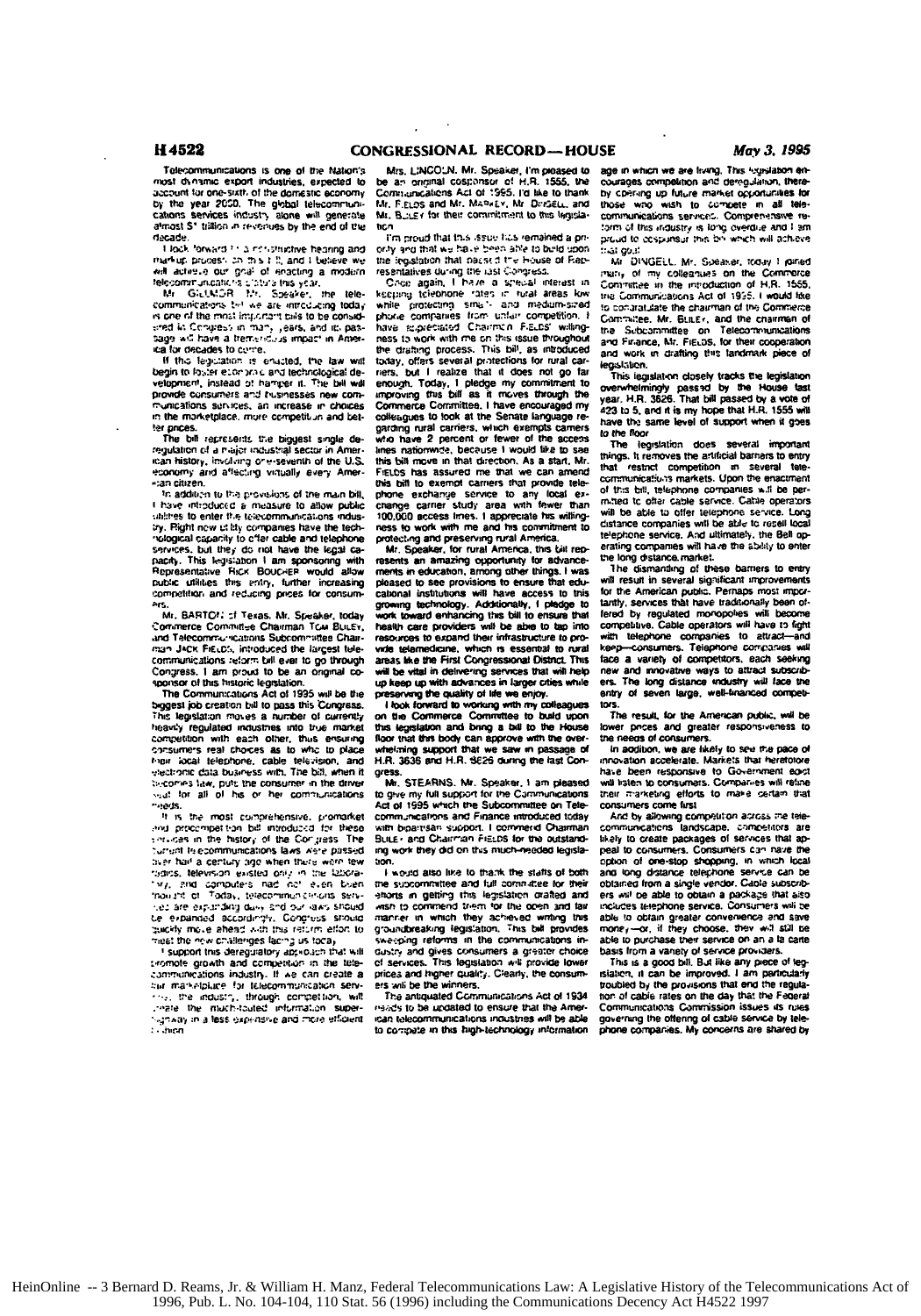Telecommunications is one of the Nation's most dynamic export industries, expected to account for one-sixth of the domestic economy by the year 2000. The global telecommunications services industry alone will generate almost $1 trillion in revenues by the end of the decade.

I look forward to a constructive hearing and markup process on this bill, and I believe we will achieve our goal of enacting a modern telecommunications statute this year.

Mr. GILLMOR. Mr. Speaker, the telecommunications bill we are introducing today is one of the most important bills to be considered in Congress in many years, and its passage will have a tremendous impact in America for decades to come.

If this legislation is enacted, the law will begin to foster economic and technological development, instead of hamper it. The bill will provide consumers and businesses new communications services, an increase in choices in the marketplace, more competition and better prices.

The bill represents the biggest single deregulation of a major industrial sector in American history, involving one-seventh of the U.S. economy and affecting virtually every American citizen.

In addition to the provisions of the main bill, I have introduced a measure to allow public utilities to enter the telecommunications industry. Right now utility companies have the technological capacity to offer cable and telephone services, but they do not have the legal capacity. This legislation I am sponsoring with Representative RICK BOUCHER would allow public utilities this entry, further increasing competition and reducing prices for consumers.

Mr. BARTON of Texas. Mr. Speaker, today Commerce Committee Chairman TOM BLILEY, and Telecommunications Subcommittee Chairman JACK FIELDS, introduced the largest telecommunications reform bill ever to go through Congress. I am proud to be an original cosponsor of this historic legislation.

The Communications Act of 1995 will be the biggest job creation bill to pass this Congress. This legislation moves a number of currently heavily regulated industries into true market competition with each other, thus ensuring consumers real choices as to who to place their local telephone, cable television, and electronic data business with. The bill, when it becomes law, puts the consumer in the driver seat for all of his or her communications needs.

It is the most comprehensive, procompetition and procompetition bill introduced for these services in the history of the Congress. The current telecommunications laws were passed over half a century ago when there were few radios, television existed only in the laboratory, and computers had not even been thought of. Today, telecommunications services are expanding daily and our laws should be expanded accordingly. Congress should quickly move ahead with this reform effort to meet the new challenges facing us today.

I support this deregulatory approach that will promote growth and competition in the telecommunications industry. If we can create a fair marketplace for telecommunications services, the industry, through competition, will create the much-touted information superhighway in a less expensive and more efficient fashion.

Mrs. LINCOLN. Mr. Speaker, I'm pleased to be an original cosponsor of H.R. 1555, the Communications Act of 1995. I'd like to thank Mr. FIELDS and Mr. MARKEY, Mr. DINGELL, and Mr. BLILEY for their commitment to this legislation.

I'm proud that this issue has remained a priority and that we have been able to build upon the legislation that passed the House of Representatives during the last Congress.

Once again, I have a special interest in keeping telephone rates in rural areas low while protecting small- and medium-sized phone companies from unfair competition. I have appreciated Chairman FIELDS' willingness to work with me on this issue throughout the drafting process. This bill, as introduced today, offers several protections for rural carriers, but I realize that it does not go far enough. Today, I pledge my commitment to improving this bill as it moves through the Commerce Committee. I have encouraged my colleagues to look at the Senate language regarding rural carriers, which exempts carriers who have 2 percent or fewer of the access lines nationwide, because I would like to see this bill move in that direction. As a start, Mr. FIELDS has assured me that we can amend this bill to exempt carriers that provide telephone exchange service to any local exchange carrier study area with fewer than 100,000 access lines. I appreciate his willingness to work with me and his commitment to protecting and preserving rural America.

Mr. Speaker, for rural America, this bill represents an amazing opportunity for advancements in education, among other things. I was pleased to see provisions to ensure that educational institutions will have access to this growing technology. Additionally, I pledge to work toward enhancing this bill to ensure that health care providers will be able to tap into resources to expand their infrastructure to provide telemedicine, which is essential to rural areas like the First Congressional District. This will be vital in delivering services that will help up keep up with advances in larger cities while preserving the quality of life we enjoy.

I look forward to working with my colleagues on the Commerce Committee to build upon this legislation and bring a bill to the House floor that this body can approve with the overwhelming support that we saw in passage of H.R. 3636 and H.R. 3626 during the last Congress.

Mr. STEARNS. Mr. Speaker, I am pleased to give my full support for the Communications Act of 1995 which the Subcommittee on Telecommunications and Finance introduced today with bipartisan support. I commend Chairman BLILEY and Chairman FIELDS for the outstanding work they did on this much-needed legislation.

I would also like to thank the staffs of both the subcommittee and full committee for their efforts in getting this legislation drafted and wish to commend them for the open and fair manner in which they achieved writing this groundbreaking legislation. This bill provides sweeping reforms in the communications industry and gives consumers a greater choice of services. This legislation will provide lower prices and higher quality. Clearly, the consumers will be the winners.

The antiquated Communications Act of 1934 needs to be updated to ensure that the American telecommunications industries will be able to compete in this high-technology information age in which we are living. This legislation encourages competition and deregulation, thereby opening up future market opportunities for those who wish to compete in all telecommunications services. Comprehensive reform of this industry is long overdue and I am proud to cosponsor this bill which will achieve that goal.

Mr. DINGELL. Mr. Speaker, today I joined many of my colleagues on the Commerce Committee in the introduction of H.R. 1555, the Communications Act of 1995. I would like to congratulate the chairman of the Commerce Committee, Mr. BLILEY, and the chairman of the Subcommittee on Telecommunications and Finance, Mr. FIELDS, for their cooperation and work in drafting this landmark piece of legislation.

This legislation closely tracks the legislation overwhelmingly passed by the House last year. H.R. 3626. That bill passed by a vote of 423 to 5, and it is my hope that H.R. 1555 will have the same level of support when it goes to the floor.

The legislation does several important things. It removes the artificial barriers to entry that restrict competition in several telecommunications markets. Upon the enactment of this bill, telephone companies will be permitted to offer cable service. Cable operators will be able to offer telephone service. Long distance companies will be able to resell local telephone service. And ultimately, the Bell operating companies will have the ability to enter the long distance market.

The dismantling of these barriers to entry will result in several significant improvements for the American public. Perhaps most importantly, services that have traditionally been offered by regulated monopolies will become competitive. Cable operators will have to fight with telephone companies to attract—and keep—consumers. Telephone companies will face a variety of competitors, each seeking new and innovative ways to attract subscribers. The long distance industry will face the entry of seven large, well-financed competitors.

The result, for the American public, will be lower prices and greater responsiveness to the needs of consumers.

In addition, we are likely to see the pace of innovation accelerate. Markets that heretofore have been responsive to Government edict will listen to consumers. Companies will refine their marketing efforts to make certain that consumers come first.

And by allowing competition across the telecommunications landscape, competitors are likely to create packages of services that appeal to consumers. Consumers can have the option of one-stop shopping, in which local and long distance telephone service can be obtained from a single vendor. Cable subscribers will be able to obtain a package that also includes telephone service. Consumers will be able to obtain greater convenience and save money—or, if they choose, they will still be able to purchase their service on an a la carte basis from a variety of service providers.

This is a good bill. But like any piece of legislation, it can be improved. I am particularly troubled by the provisions that end the regulation of cable rates on the day that the Federal Communications Commission issues its rules governing the offering of cable service by telephone companies. My concerns are shared by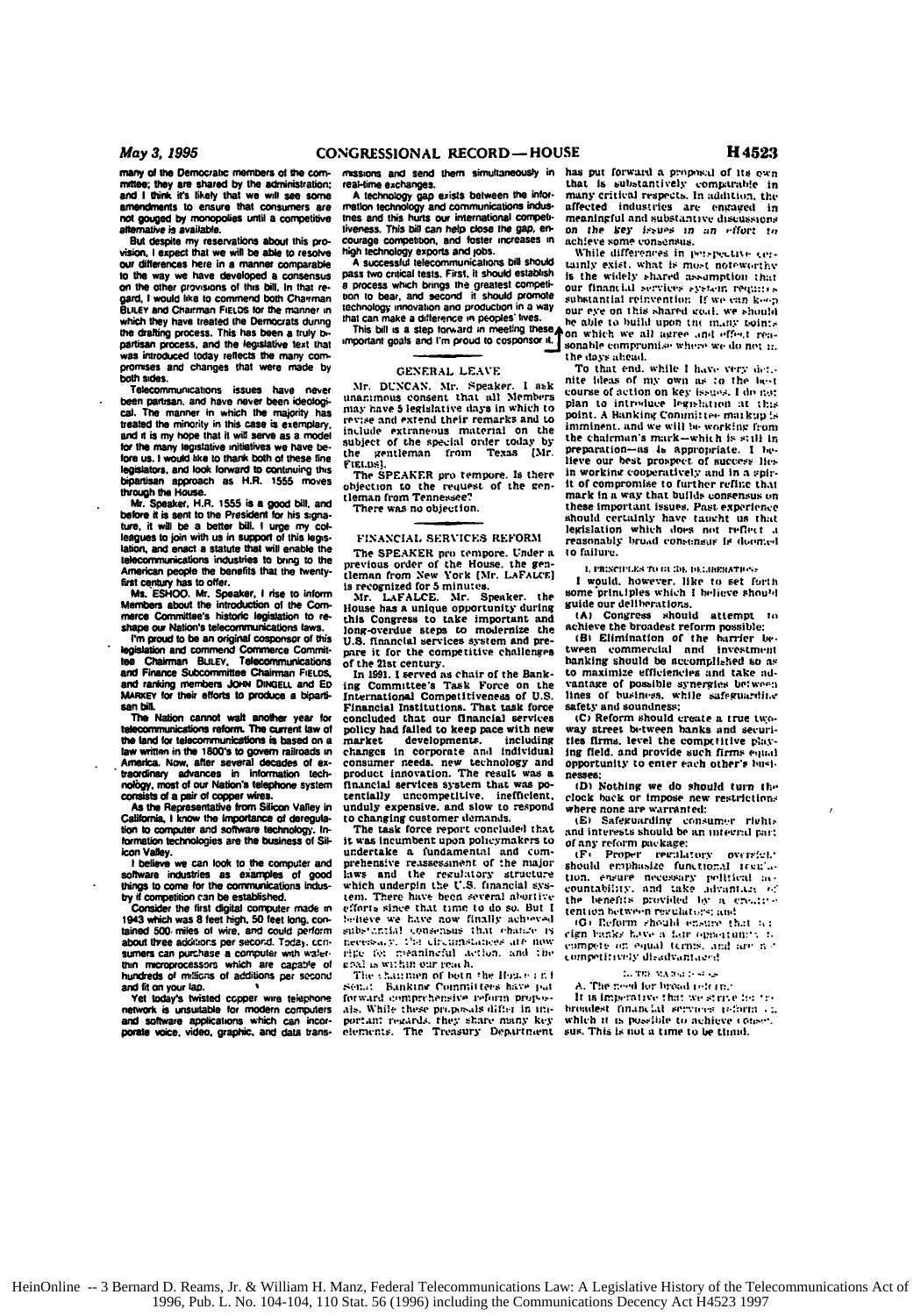many of the Democratic members of the committee; they are shared by the administration; and I think it's likely that we will see some amendments to ensure that consumers are not gouged by monopolies until a competitive alternative is available.

But despite my reservations about this provision, I expect that we will be able to resolve our differences here in a manner comparable to the way we have developed a consensus on the other provisions of this bill. In that regard, I would like to commend both Chairman BLILEY and Chairman FIELDS for the manner in which they have treated the Democrats during the drafting process. This has been a truly bipartisan process, and the legislative text that was introduced today reflects the many compromises and changes that were made by both sides.

Telecommunications issues have never been partisan, and have never been ideological. The manner in which the majority has treated the minority in this case is exemplary, and it is my hope that it will serve as a model for the many legislative initiatives we have before us. I would like to thank both of these fine legislators, and look forward to continuing this bipartisan approach as H.R. 1555 moves through the House.

Mr. Speaker, H.R. 1555 is a good bill, and before it is sent to the President for his signature, it will be a better bill. I urge my colleagues to join with us in support of this legislation, and enact a statute that will enable the telecommunications industries to bring to the American people the benefits that the twenty-first century has to offer.

Ms. ESHOO. Mr. Speaker, I rise to inform Members about the introduction of the Commerce Committee's historic legislation to reshape our Nation's telecommunications laws.

I'm proud to be an original cosponsor of this legislation and commend Commerce Committee Chairman BLILEY, Telecommunications and Finance Subcommittee Chairman FIELDS, and ranking members JOHN DINGELL and ED MARKEY for their efforts to produce a bipartisan bill.

The Nation cannot wait another year for telecommunications reform. The current law of the land for telecommunications is based on a law written in the 1800's to govern railroads in America. Now, after several decades of extraordinary advances in information technology, most of our Nation's telephone system consists of a pair of copper wires.

As the Representative from Silicon Valley in California, I know the importance of deregulation to computer and software technology. Information technologies are the business of Silicon Valley.

I believe we can look to the computer and software industries as examples of good things to come for the communications industry if competition can be established.

Consider the first digital computer made in 1943 which was 8 feet high, 50 feet long, contained 500 miles of wire, and could perform about three additions per second. Today, consumers can purchase a computer with wafer-thin microprocessors which are capable of hundreds of millions of additions per second and fit on your lap.

Yet today's twisted copper wire telephone network is unsuitable for modern computers and software applications which can incorporate voice, video, graphic, and data transmissions and send them simultaneously in real-time exchanges.

A technology gap exists between the information technology and communications industries and this hurts our international competitiveness. This bill can help close the gap, encourage competition, and foster increases in high technology exports and jobs.

A successful telecommunications bill should pass two critical tests. First, it should establish a process which brings the greatest competition to bear, and second it should promote technology innovation and production in a way that can make a difference in peoples' lives.

This bill is a step forward in meeting these important goals and I'm proud to cosponsor it.

## GENERAL LEAVE

Mr. DUNCAN. Mr. Speaker, I ask unanimous consent that all Members may have 5 legislative days in which to revise and extend their remarks and to include extraneous material on the subject of the special order today by the gentleman from Texas [Mr. FIELDS].

The SPEAKER pro tempore. Is there objection to the request of the gentleman from Tennessee?

There was no objection.

## FINANCIAL SERVICES REFORM

The SPEAKER pro tempore. Under a previous order of the House, the gentleman from New York [Mr. LAFALCE] is recognized for 5 minutes.

Mr. LAFALCE. Mr. Speaker, the House has a unique opportunity during this Congress to take important and long-overdue steps to modernize the U.S. financial services system and prepare it for the competitive challenges of the 21st century.

In 1991, I served as chair of the Banking Committee's Task Force on the International Competitiveness of U.S. Financial Institutions. That task force concluded that our financial services policy had failed to keep pace with new market developments, including changes in corporate and individual consumer needs, new technology and product innovation. The result was a financial services system that was potentially uncompetitive, inefficient, unduly expensive, and slow to respond to changing customer demands.

The task force report concluded that it was incumbent upon policymakers to undertake a fundamental and comprehensive reassessment of the major laws and the regulatory structure which underpin the U.S. financial system. There have been several abortive efforts since that time to do so. But I believe we have now finally achieved substantial consensus that change is necessary, the circumstances are now ripe for meaningful action, and the goal is within our reach.

The chairmen of both the House and Senate Banking Committees have put forward comprehensive reform proposals. While these proposals differ in important regards, they share many key elements. The Treasury Department has put forward a proposal of its own that is substantively comparable in many critical respects. In addition, the affected industries are engaged in meaningful and substantive discussions on the key issues in an effort to achieve some consensus.

While differences in perspective certainly exist, what is most noteworthy is the widely shared assumption that our financial services system requires substantial reinvention. If we can keep our eye on this shared goal, we should be able to build upon the many points on which we all agree and effect reasonable compromise where we do not in the days ahead.

To that end, while I have very definite ideas of my own as to the best course of action on key issues, I do not plan to introduce legislation at this point. A Banking Committee markup is imminent, and we will be working from the chairman's mark—which is still in preparation—as is appropriate. I believe our best prospect of success lies in working cooperatively and in a spirit of compromise to further refine that mark in a way that builds consensus on these important issues. Past experience should certainly have taught us that legislation which does not reflect a reasonably broad consensus is doomed to failure.

### I. PRINCIPLES TO GUIDE DELIBERATIONS

I would, however, like to set forth some principles which I believe should guide our deliberations:

(A) Congress should attempt to achieve the broadest reform possible;

(B) Elimination of the barrier between commercial and investment banking should be accomplished so as to maximize efficiencies and take advantage of possible synergies between lines of business, while safeguarding safety and soundness;

(C) Reform should create a true two-way street between banks and securities firms, level the competitive playing field, and provide such firms equal opportunity to enter each other's businesses;

(D) Nothing we do should turn the clock back or impose new restrictions where none are warranted;

(E) Safeguarding consumer rights and interests should be an integral part of any reform package;

(F) Proper regulatory oversight should emphasize functional regulation, ensure necessary political accountability, and take advantage of the benefits provided by a creative tension between regulators; and

(G) Reform should ensure that foreign banks have a fair opportunity to compete on equal terms, and are not competitively disadvantaged.

### II. THE MAJOR ISSUES

A. The need for broad reform.

It is imperative that we strive for the broadest financial services reform which it is possible to achieve consensus. This is not a time to be timid.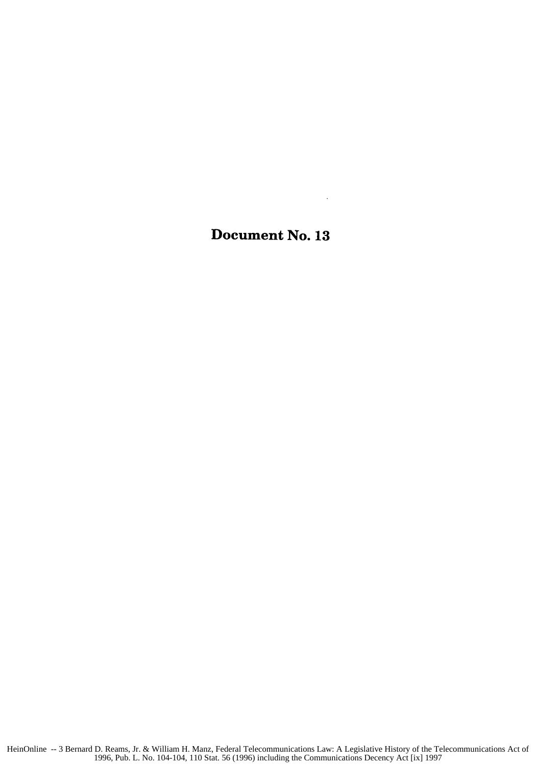# Document No. 13